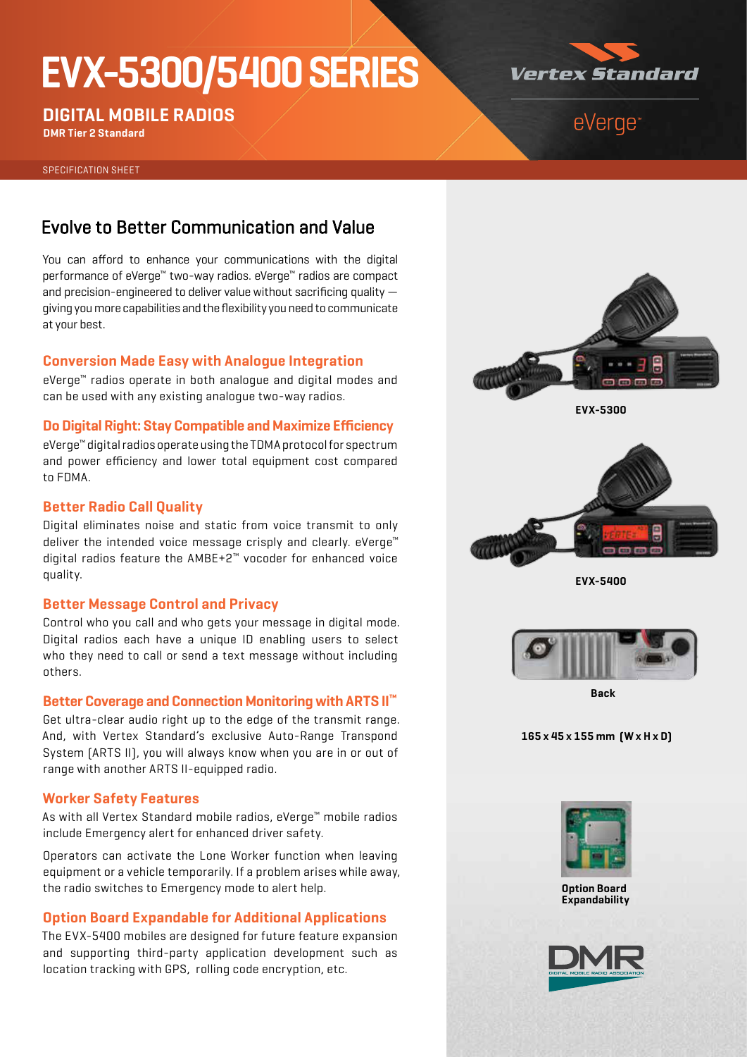# EVX-5300/5400 SERIES

## DIGITAL MOBILE RADIOS

**DMR Tier 2 Standard**

Vertex Standard

eVerge™

SPECIFICATION SHEET

## Evolve to Better Communication and Value

You can afford to enhance your communications with the digital performance of eVerge™ two-way radios. eVerge™ radios are compact and precision-engineered to deliver value without sacrificing quality — giving you more capabilities and the flexibility you need to communicate at your best.

### Conversion Made Easy with Analogue Integration

eVerge™ radios operate in both analogue and digital modes and can be used with any existing analogue two-way radios.

### Do Digital Right: Stay Compatible and Maximize Efficiency

eVerge™ digital radios operate using the TDMA protocol for spectrum and power efficiency and lower total equipment cost compared to FDMA.

### Better Radio Call Quality

Digital eliminates noise and static from voice transmit to only deliver the intended voice message crisply and clearly. eVerge™ digital radios feature the AMBE+2™ vocoder for enhanced voice quality.

### Better Message Control and Privacy

Control who you call and who gets your message in digital mode. Digital radios each have a unique ID enabling users to select who they need to call or send a text message without including others.

### Better Coverage and Connection Monitoring with ARTS II™

Get ultra-clear audio right up to the edge of the transmit range. And, with Vertex Standard's exclusive Auto-Range Transpond System (ARTS II), you will always know when you are in or out of range with another ARTS II-equipped radio.

### Worker Safety Features

As with all Vertex Standard mobile radios, eVerge™ mobile radios include Emergency alert for enhanced driver safety.

Operators can activate the Lone Worker function when leaving equipment or a vehicle temporarily. If a problem arises while away, the radio switches to Emergency mode to alert help.

### Option Board Expandable for Additional Applications

The EVX-5400 mobiles are designed for future feature expansion and supporting third-party application development such as location tracking with GPS, rolling code encryption, etc.

**EVX-5300**

**EVX-5400**

**Back**

**165 x 45 x 155 mm (W x H x D)**

**Option Board Expandability**

DMR — DIGITAL MOBILE RADIO ASSOCIATION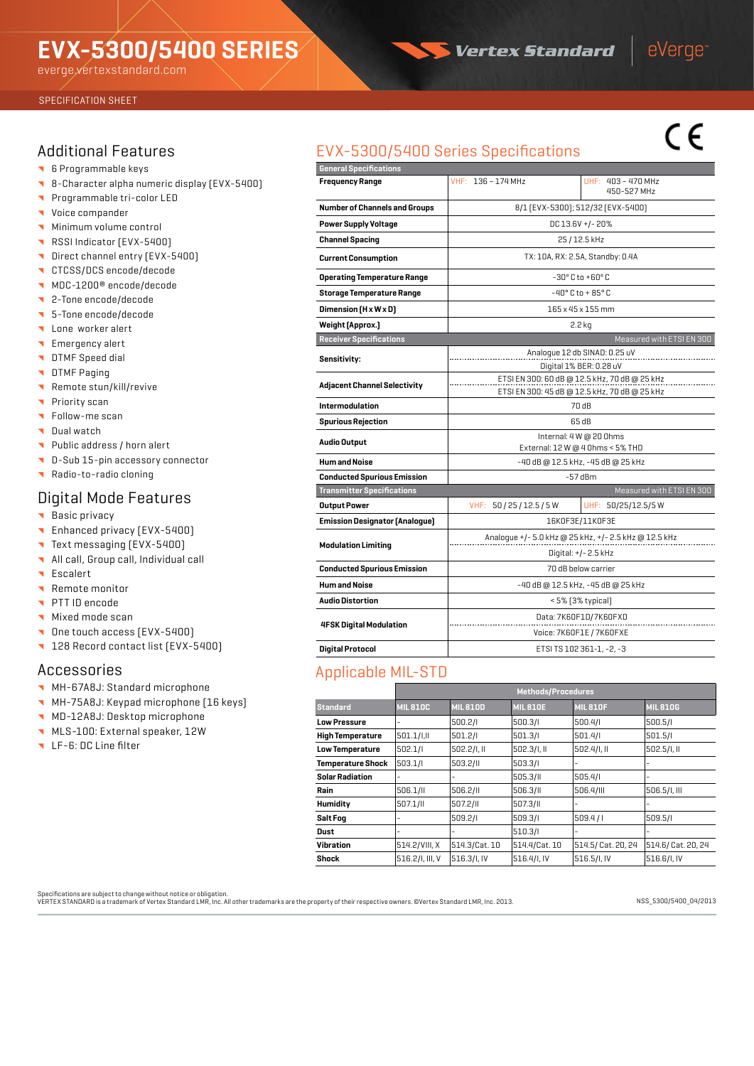# EVX-5300/5400 SERIES

evergevertexstandard.com

SPECIFICATION SHEET

Vertex Standard | eVerge™

## Additional Features

- 6 Programmable keys
- 8-Character alpha numeric display (EVX-5400)
- Programmable tri-color LED
- Voice compander
- Minimum volume control
- RSSI Indicator (EVX-5400)
- Direct channel entry (EVX-5400)
- CTCSS/DCS encode/decode
- MDC-1200® encode/decode
- 2-Tone encode/decode
- 5-Tone encode/decode
- Lone worker alert
- Emergency alert
- DTMF Speed dial
- DTMF Paging
- Remote stun/kill/revive
- Priority scan
- Follow-me scan
- Dual watch
- Public address / horn alert
- D-Sub 15-pin accessory connector
- Radio-to-radio cloning

## Digital Mode Features

- Basic privacy
- Enhanced privacy (EVX-5400)
- Text messaging (EVX-5400)
- All call, Group call, Individual call
- Escalert
- Remote monitor
- PTT ID encode
- Mixed mode scan
- One touch access (EVX-5400)
- 128 Record contact list (EVX-5400)

## Accessories

- MH-67A8J: Standard microphone
- MH-75A8J: Keypad microphone (16 keys)
- MD-12A8J: Desktop microphone
- MLS-100: External speaker, 12W
- LF-6: DC Line filter

## EVX-5300/5400 Series Specifications

| General Specifications | | |
|---|---|---|
| Frequency Range | VHF: 136 – 174 MHz | UHF: 403 – 470 MHz<br>450-527 MHz |
| Number of Channels and Groups | 8/1 (EVX-5300); 512/32 (EVX-5400) | |
| Power Supply Voltage | DC 13.6V +/- 20% | |
| Channel Spacing | 25 / 12.5 kHz | |
| Current Consumption | TX: 10A, RX: 2.5A, Standby: 0.4A | |
| Operating Temperature Range | -30° C to +60° C | |
| Storage Temperature Range | -40° C to + 85° C | |
| Dimension (H x W x D) | 165 x 45 x 155 mm | |
| Weight (Approx.) | 2.2 kg | |
| **Receiver Specifications** | Measured with ETSI EN 300 | |
| Sensitivity: | Analogue 12 db SINAD: 0.25 uV<br>Digital 1% BER: 0.28 uV | |
| Adjacent Channel Selectivity | ETSI EN 300: 60 dB @ 12.5 kHz, 70 dB @ 25 kHz<br>ETSI EN 300: 45 dB @ 12.5 kHz, 70 dB @ 25 kHz | |
| Intermodulation | 70 dB | |
| Spurious Rejection | 65 dB | |
| Audio Output | Internal: 4 W @ 20 Ohms<br>External: 12 W @ 4 Ohms < 5% THD | |
| Hum and Noise | -40 dB @ 12.5 kHz, -45 dB @ 25 kHz | |
| Conducted Spurious Emission | -57 dBm | |
| **Transmitter Specifications** | Measured with ETSI EN 300 | |
| Output Power | VHF: 50 / 25 / 12.5 / 5 W | UHF: 50/25/12.5/5 W |
| Emission Designator (Analogue) | 16K0F3E/11K0F3E | |
| Modulation Limiting | Analogue +/- 5.0 kHz @ 25 kHz, +/- 2.5 kHz @ 12.5 kHz<br>Digital: +/- 2.5 kHz | |
| Conducted Spurious Emission | 70 dB below carrier | |
| Hum and Noise | -40 dB @ 12.5 kHz, -45 dB @ 25 kHz | |
| Audio Distortion | < 5% (3% typical) | |
| 4FSK Digital Modulation | Data: 7K60F1D/7K60FXD<br>Voice: 7K60F1E / 7K60FXE | |
| Digital Protocol | ETSI TS 102 361-1, -2, -3 | |

## Applicable MIL-STD

| | Methods/Procedures | | | | |
|---|---|---|---|---|---|
| Standard | MIL 810C | MIL 810D | MIL 810E | MIL 810F | MIL 810G |
| Low Pressure | - | 500.2/I | 500.3/I | 500.4/I | 500.5/I |
| High Temperature | 501.1/I,II | 501.2/I | 501.3/I | 501.4/I | 501.5/I |
| Low Temperature | 502.1/I | 502.2/I, II | 502.3/I, II | 502.4/I, II | 502.5/I, II |
| Temperature Shock | 503.1/I | 503.2/II | 503.3/I | - | - |
| Solar Radiation | - | - | 505.3/II | 505.4/I | - |
| Rain | 506.1/II | 506.2/II | 506.3/II | 506.4/III | 506.5/I, III |
| Humidity | 507.1/II | 507.2/II | 507.3/II | - | - |
| Salt Fog | - | 509.2/I | 509.3/I | 509.4 / I | 509.5/I |
| Dust | - | - | 510.3/I | - | - |
| Vibration | 514.2/VIII, X | 514.3/Cat. 10 | 514.4/Cat. 10 | 514.5/ Cat. 20, 24 | 514.6/ Cat. 20, 24 |
| Shock | 516.2/I, III, V | 516.3/I, IV | 516.3/I, IV | 516.5/I, IV | 516.6/I, IV |

Specifications are subject to change without notice or obligation.
VERTEX STANDARD is a trademark of Vertex Standard LMR, Inc. All other trademarks are the property of their respective owners. ©Vertex Standard LMR, Inc. 2013.

NSS_5300/5400_04/2013